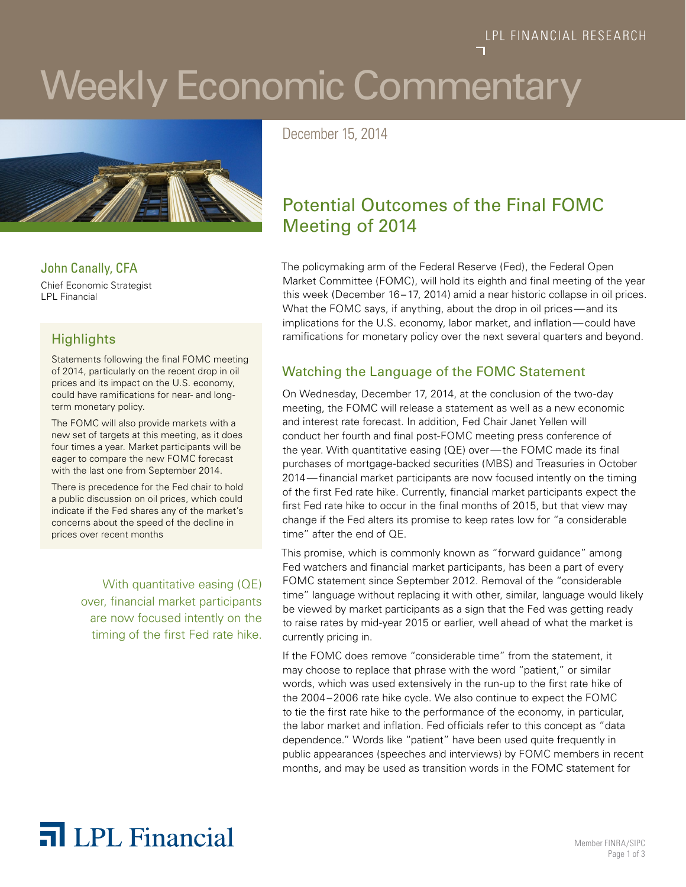LPL FINANCIAL RESEARCH

# Weekly Economic Commentary

December 15, 2014

## Potential Outcomes of the Final FOMC Meeting of 2014

John Canally, CFA

Chief Economic Strategist
LPL Financial

### Highlights

Statements following the final FOMC meeting of 2014, particularly on the recent drop in oil prices and its impact on the U.S. economy, could have ramifications for near- and long-term monetary policy.

The FOMC will also provide markets with a new set of targets at this meeting, as it does four times a year. Market participants will be eager to compare the new FOMC forecast with the last one from September 2014.

There is precedence for the Fed chair to hold a public discussion on oil prices, which could indicate if the Fed shares any of the market's concerns about the speed of the decline in prices over recent months

> With quantitative easing (QE) over, financial market participants are now focused intently on the timing of the first Fed rate hike.

The policymaking arm of the Federal Reserve (Fed), the Federal Open Market Committee (FOMC), will hold its eighth and final meeting of the year this week (December 16–17, 2014) amid a near historic collapse in oil prices. What the FOMC says, if anything, about the drop in oil prices—and its implications for the U.S. economy, labor market, and inflation—could have ramifications for monetary policy over the next several quarters and beyond.

### Watching the Language of the FOMC Statement

On Wednesday, December 17, 2014, at the conclusion of the two-day meeting, the FOMC will release a statement as well as a new economic and interest rate forecast. In addition, Fed Chair Janet Yellen will conduct her fourth and final post-FOMC meeting press conference of the year. With quantitative easing (QE) over—the FOMC made its final purchases of mortgage-backed securities (MBS) and Treasuries in October 2014—financial market participants are now focused intently on the timing of the first Fed rate hike. Currently, financial market participants expect the first Fed rate hike to occur in the final months of 2015, but that view may change if the Fed alters its promise to keep rates low for "a considerable time" after the end of QE.

This promise, which is commonly known as "forward guidance" among Fed watchers and financial market participants, has been a part of every FOMC statement since September 2012. Removal of the "considerable time" language without replacing it with other, similar, language would likely be viewed by market participants as a sign that the Fed was getting ready to raise rates by mid-year 2015 or earlier, well ahead of what the market is currently pricing in.

If the FOMC does remove "considerable time" from the statement, it may choose to replace that phrase with the word "patient," or similar words, which was used extensively in the run-up to the first rate hike of the 2004–2006 rate hike cycle. We also continue to expect the FOMC to tie the first rate hike to the performance of the economy, in particular, the labor market and inflation. Fed officials refer to this concept as "data dependence." Words like "patient" have been used quite frequently in public appearances (speeches and interviews) by FOMC members in recent months, and may be used as transition words in the FOMC statement for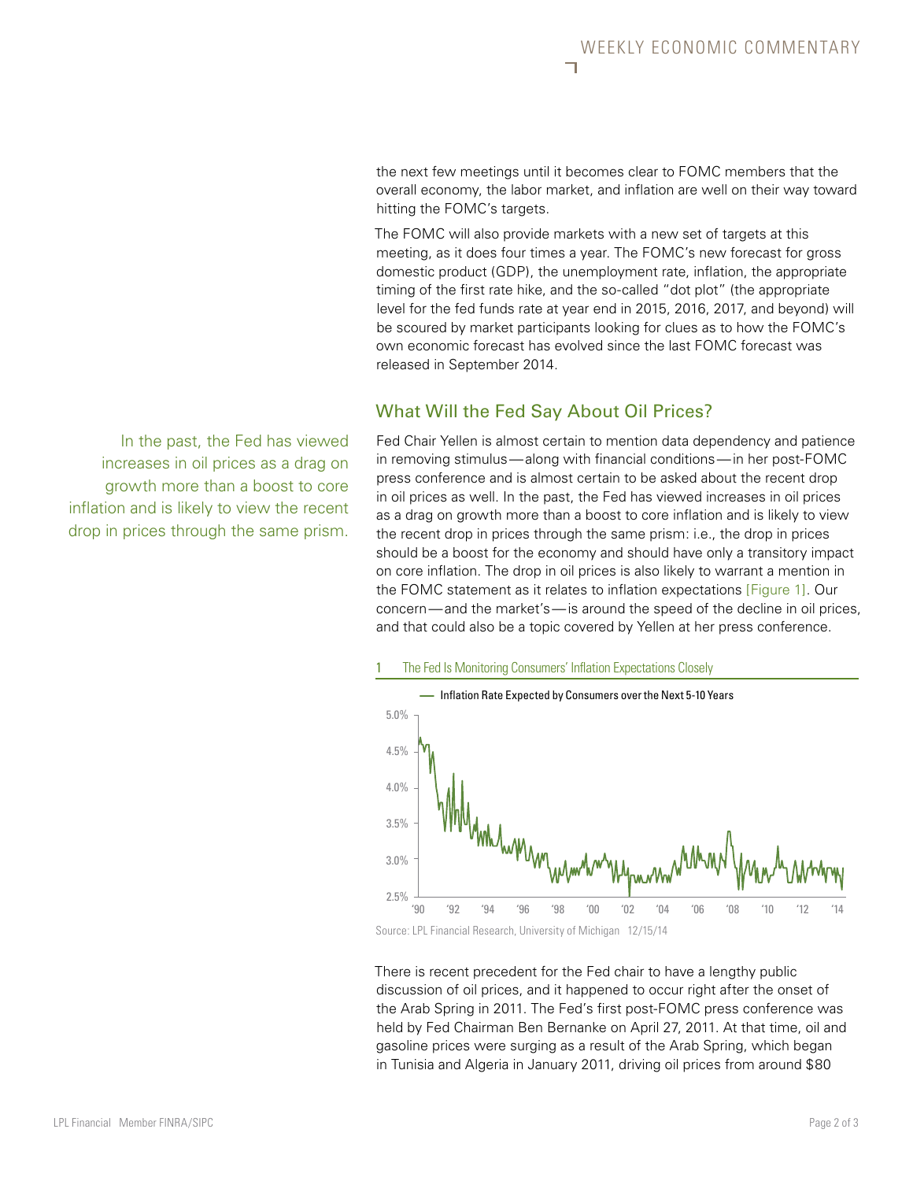the next few meetings until it becomes clear to FOMC members that the overall economy, the labor market, and inflation are well on their way toward hitting the FOMC's targets.

The FOMC will also provide markets with a new set of targets at this meeting, as it does four times a year. The FOMC's new forecast for gross domestic product (GDP), the unemployment rate, inflation, the appropriate timing of the first rate hike, and the so-called "dot plot" (the appropriate level for the fed funds rate at year end in 2015, 2016, 2017, and beyond) will be scoured by market participants looking for clues as to how the FOMC's own economic forecast has evolved since the last FOMC forecast was released in September 2014.

## What Will the Fed Say About Oil Prices?

> In the past, the Fed has viewed increases in oil prices as a drag on growth more than a boost to core inflation and is likely to view the recent drop in prices through the same prism.

Fed Chair Yellen is almost certain to mention data dependency and patience in removing stimulus—along with financial conditions—in her post-FOMC press conference and is almost certain to be asked about the recent drop in oil prices as well. In the past, the Fed has viewed increases in oil prices as a drag on growth more than a boost to core inflation and is likely to view the recent drop in prices through the same prism: i.e., the drop in prices should be a boost for the economy and should have only a transitory impact on core inflation. The drop in oil prices is also likely to warrant a mention in the FOMC statement as it relates to inflation expectations [Figure 1]. Our concern—and the market's—is around the speed of the decline in oil prices, and that could also be a topic covered by Yellen at her press conference.

1 The Fed Is Monitoring Consumers' Inflation Expectations Closely

Source: LPL Financial Research, University of Michigan 12/15/14

There is recent precedent for the Fed chair to have a lengthy public discussion of oil prices, and it happened to occur right after the onset of the Arab Spring in 2011. The Fed's first post-FOMC press conference was held by Fed Chairman Ben Bernanke on April 27, 2011. At that time, oil and gasoline prices were surging as a result of the Arab Spring, which began in Tunisia and Algeria in January 2011, driving oil prices from around $80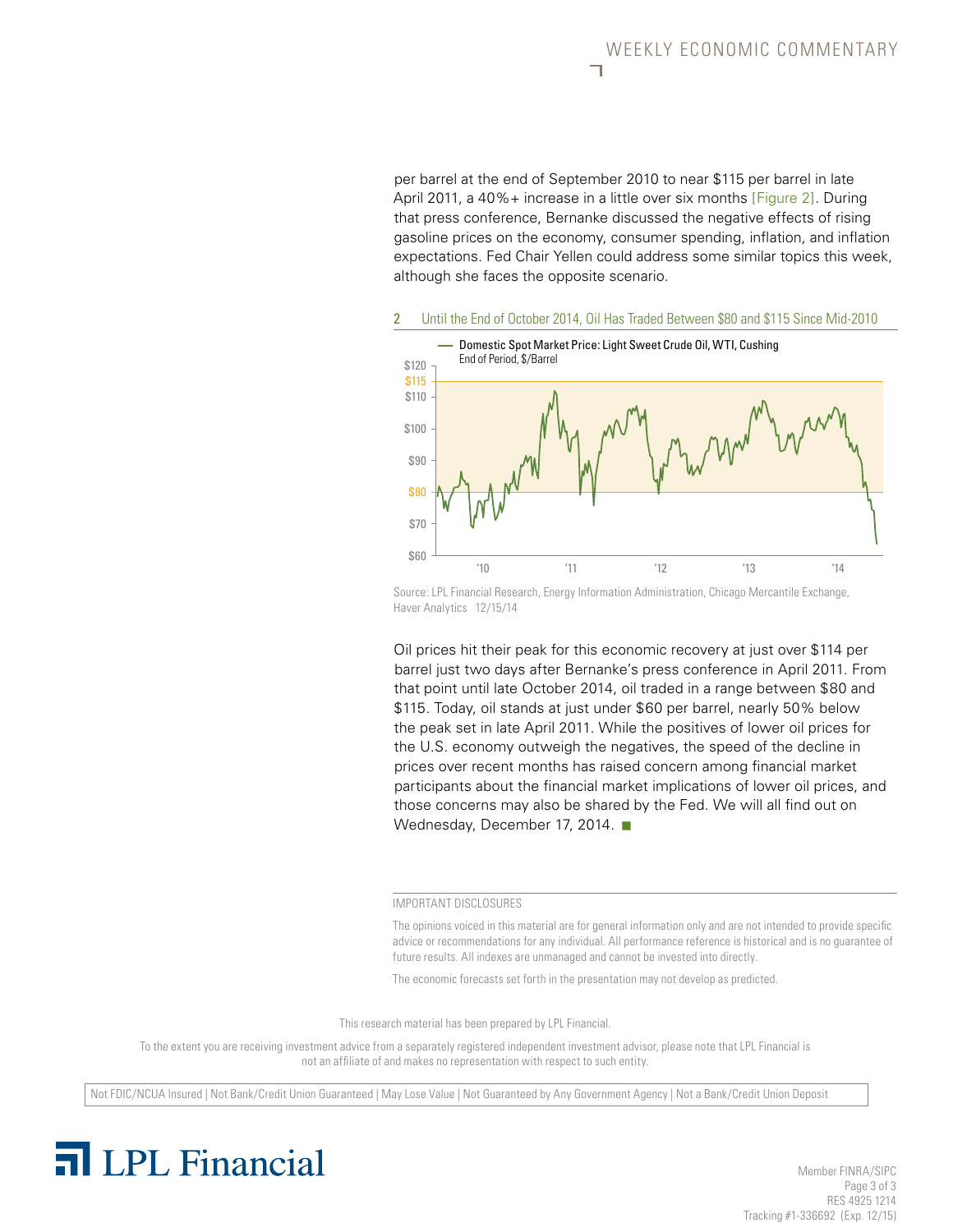per barrel at the end of September 2010 to near $115 per barrel in late April 2011, a 40%+ increase in a little over six months [Figure 2]. During that press conference, Bernanke discussed the negative effects of rising gasoline prices on the economy, consumer spending, inflation, and inflation expectations. Fed Chair Yellen could address some similar topics this week, although she faces the opposite scenario.

**2 Until the End of October 2014, Oil Has Traded Between $80 and $115 Since Mid-2010**

Domestic Spot Market Price: Light Sweet Crude Oil, WTI, Cushing
End of Period, $/Barrel

$120
$115
$110
$100
$90
$80
$70
$60

'10
'11
'12
'13
'14

Source: LPL Financial Research, Energy Information Administration, Chicago Mercantile Exchange, Haver Analytics 12/15/14

Oil prices hit their peak for this economic recovery at just over $114 per barrel just two days after Bernanke's press conference in April 2011. From that point until late October 2014, oil traded in a range between $80 and $115. Today, oil stands at just under $60 per barrel, nearly 50% below the peak set in late April 2011. While the positives of lower oil prices for the U.S. economy outweigh the negatives, the speed of the decline in prices over recent months has raised concern among financial market participants about the financial market implications of lower oil prices, and those concerns may also be shared by the Fed. We will all find out on Wednesday, December 17, 2014. ■

IMPORTANT DISCLOSURES

The opinions voiced in this material are for general information only and are not intended to provide specific advice or recommendations for any individual. All performance reference is historical and is no guarantee of future results. All indexes are unmanaged and cannot be invested into directly.

The economic forecasts set forth in the presentation may not develop as predicted.

This research material has been prepared by LPL Financial.

To the extent you are receiving investment advice from a separately registered independent investment advisor, please note that LPL Financial is not an affiliate of and makes no representation with respect to such entity.

Not FDIC/NCUA Insured | Not Bank/Credit Union Guaranteed | May Lose Value | Not Guaranteed by Any Government Agency | Not a Bank/Credit Union Deposit

LPL Financial

Member FINRA/SIPC

RES 4925 1214

Tracking #1-336692 (Exp. 12/15)